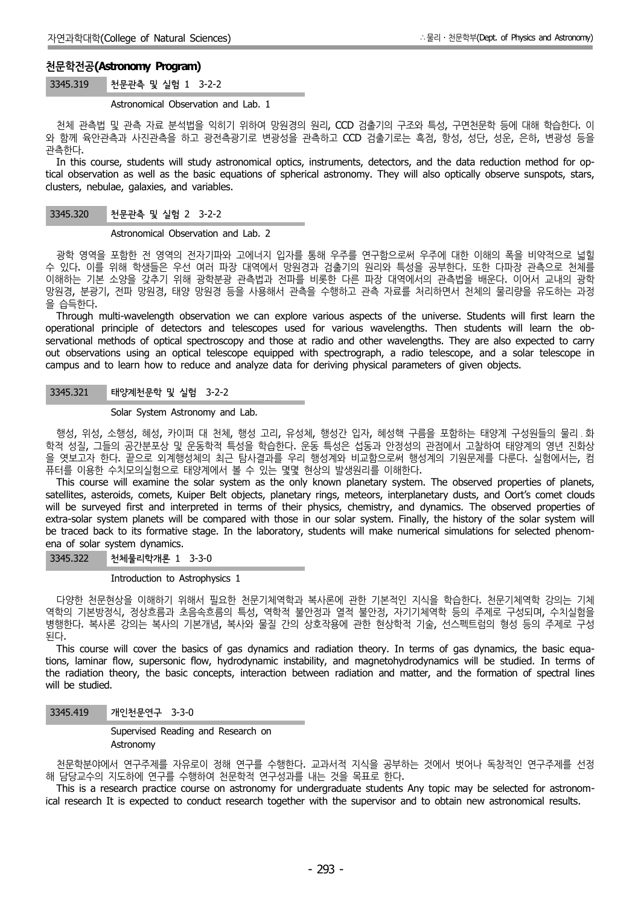## 천문학전공(Astronomy Program)

### 3345.319 천문관측 및 실험 1 3-2-2

Astronomical Observation and Lab. 1

천체 관측법 및 관측 자료 분석법을 익히기 위하여 망원경의 원리, CCD 검출기의 구조와 특성, 구면천문학 등에 대해 학습한다. 이와 함께 육안관측과 사진관측을 하고 광전측광기로 변광성을 관측하고 CCD 검출기로는 흑점, 항성, 성단, 성운, 은하, 변광성 등을 관측한다.

In this course, students will study astronomical optics, instruments, detectors, and the data reduction method for optical observation as well as the basic equations of spherical astronomy. They will also optically observe sunspots, stars, clusters, nebulae, galaxies, and variables.

### 3345.320 천문관측 및 실험 2 3-2-2

Astronomical Observation and Lab. 2

광학 영역을 포함한 전 영역의 전자기파와 고에너지 입자를 통해 우주를 연구함으로써 우주에 대한 이해의 폭을 비약적으로 넓힐 수 있다. 이를 위해 학생들은 우선 여러 파장 대역에서 망원경과 검출기의 원리와 특성을 공부한다. 또한 다파장 관측으로 천체를 이해하는 기본 소양을 갖추기 위해 광학분광 관측법과 전파를 비롯한 다른 파장 대역에서의 관측법을 배운다. 이어서 교내의 광학 망원경, 분광기, 전파 망원경, 태양 망원경 등을 사용해서 관측을 수행하고 관측 자료를 처리하면서 천체의 물리량을 유도하는 과정을 습득한다.

Through multi-wavelength observation we can explore various aspects of the universe. Students will first learn the operational principle of detectors and telescopes used for various wavelengths. Then students will learn the observational methods of optical spectroscopy and those at radio and other wavelengths. They are also expected to carry out observations using an optical telescope equipped with spectrograph, a radio telescope, and a solar telescope in campus and to learn how to reduce and analyze data for deriving physical parameters of given objects.

### 3345.321 태양계천문학 및 실험 3-2-2

Solar System Astronomy and Lab.

행성, 위성, 소행성, 혜성, 카이퍼 대 천체, 행성 고리, 유성체, 행성간 입자, 혜성핵 구름을 포함하는 태양계 구성원들의 물리⋅화학적 성질, 그들의 공간분포상 및 운동학적 특성을 학습한다. 운동 특성은 섭동과 안정성의 관점에서 고찰하여 태양계의 영년 진화상을 엿보고자 한다. 끝으로 외계행성체의 최근 탐사결과를 우리 행성계와 비교함으로써 행성계의 기원문제를 다룬다. 실험에서는, 컴퓨터를 이용한 수치모의실험으로 태양계에서 볼 수 있는 몇몇 현상의 발생원리를 이해한다.

This course will examine the solar system as the only known planetary system. The observed properties of planets, satellites, asteroids, comets, Kuiper Belt objects, planetary rings, meteors, interplanetary dusts, and Oort's comet clouds will be surveyed first and interpreted in terms of their physics, chemistry, and dynamics. The observed properties of extra-solar system planets will be compared with those in our solar system. Finally, the history of the solar system will be traced back to its formative stage. In the laboratory, students will make numerical simulations for selected phenomena of solar system dynamics.

### 3345.322 천체물리학개론 1 3-3-0

Introduction to Astrophysics 1

다양한 천문현상을 이해하기 위해서 필요한 천문기체역학과 복사론에 관한 기본적인 지식을 학습한다. 천문기체역학 강의는 기체역학의 기본방정식, 정상흐름과 초음속흐름의 특성, 역학적 불안정과 열적 불안정, 자기기체역학 등의 주제로 구성되며, 수치실험을 병행한다. 복사론 강의는 복사의 기본개념, 복사와 물질 간의 상호작용에 관한 현상학적 기술, 선스펙트럼의 형성 등의 주제로 구성된다.

This course will cover the basics of gas dynamics and radiation theory. In terms of gas dynamics, the basic equations, laminar flow, supersonic flow, hydrodynamic instability, and magnetohydrodynamics will be studied. In terms of the radiation theory, the basic concepts, interaction between radiation and matter, and the formation of spectral lines will be studied.

### 3345.419 개인천문연구 3-3-0

Supervised Reading and Research on Astronomy

천문학분야에서 연구주제를 자유로이 정해 연구를 수행한다. 교과서적 지식을 공부하는 것에서 벗어나 독창적인 연구주제를 선정해 담당교수의 지도하에 연구를 수행하여 천문학적 연구성과를 내는 것을 목표로 한다.

This is a research practice course on astronomy for undergraduate students Any topic may be selected for astronomical research It is expected to conduct research together with the supervisor and to obtain new astronomical results.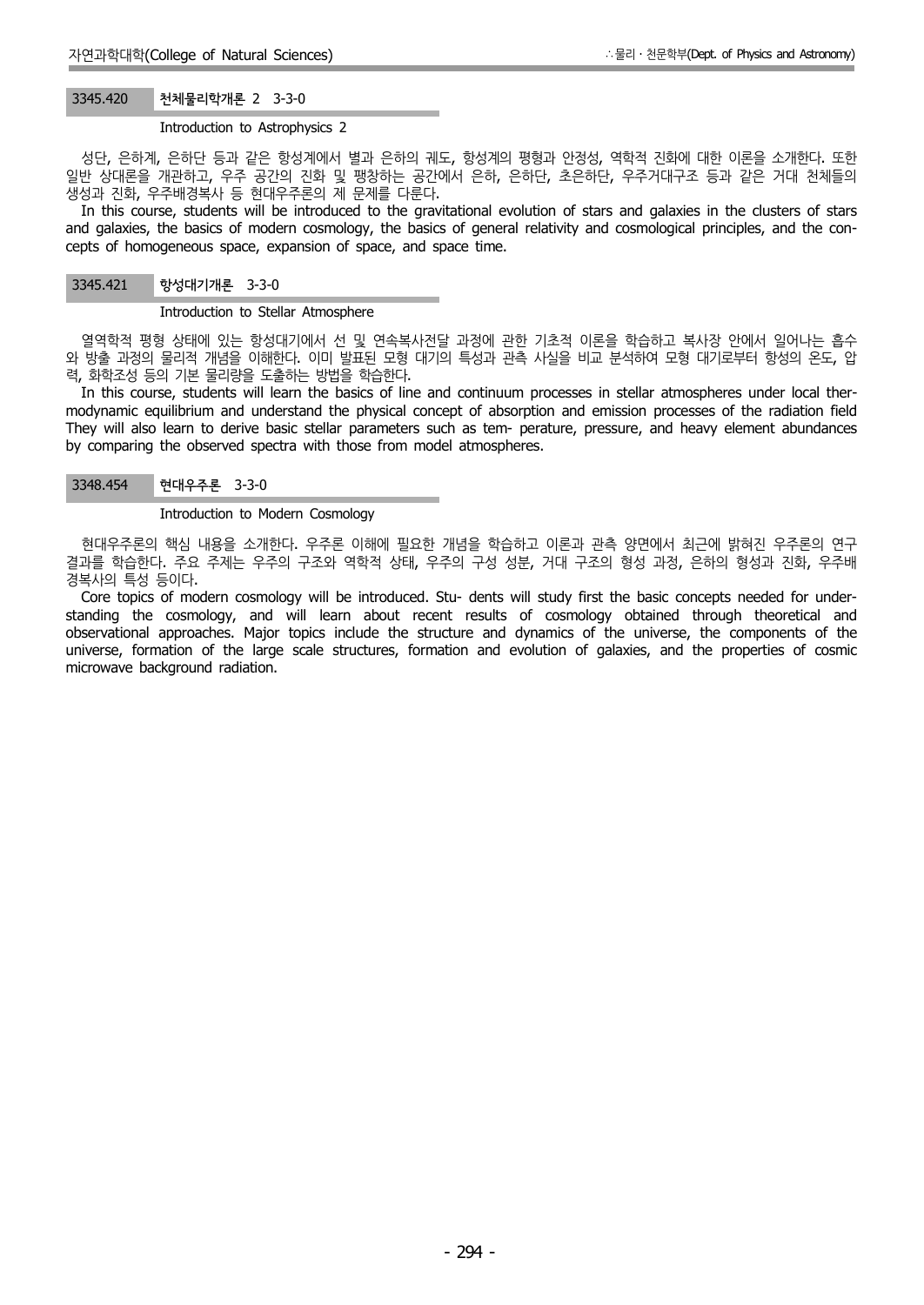## 3345.420 천체물리학개론 2 3-3-0

Introduction to Astrophysics 2

성단, 은하계, 은하단 등과 같은 항성계에서 별과 은하의 궤도, 항성계의 평형과 안정성, 역학적 진화에 대한 이론을 소개한다. 또한 일반 상대론을 개관하고, 우주 공간의 진화 및 팽창하는 공간에서 은하, 은하단, 초은하단, 우주거대구조 등과 같은 거대 천체들의 생성과 진화, 우주배경복사 등 현대우주론의 제 문제를 다룬다.

In this course, students will be introduced to the gravitational evolution of stars and galaxies in the clusters of stars and galaxies, the basics of modern cosmology, the basics of general relativity and cosmological principles, and the concepts of homogeneous space, expansion of space, and space time.

## 3345.421 항성대기개론 3-3-0

Introduction to Stellar Atmosphere

열역학적 평형 상태에 있는 항성대기에서 선 및 연속복사전달 과정에 관한 기초적 이론을 학습하고 복사장 안에서 일어나는 흡수와 방출 과정의 물리적 개념을 이해한다. 이미 발표된 모형 대기의 특성과 관측 사실을 비교 분석하여 모형 대기로부터 항성의 온도, 압력, 화학조성 등의 기본 물리량을 도출하는 방법을 학습한다.

In this course, students will learn the basics of line and continuum processes in stellar atmospheres under local thermodynamic equilibrium and understand the physical concept of absorption and emission processes of the radiation field They will also learn to derive basic stellar parameters such as tem- perature, pressure, and heavy element abundances by comparing the observed spectra with those from model atmospheres.

## 3348.454 현대우주론 3-3-0

Introduction to Modern Cosmology

현대우주론의 핵심 내용을 소개한다. 우주론 이해에 필요한 개념을 학습하고 이론과 관측 양면에서 최근에 밝혀진 우주론의 연구 결과를 학습한다. 주요 주제는 우주의 구조와 역학적 상태, 우주의 구성 성분, 거대 구조의 형성 과정, 은하의 형성과 진화, 우주배경복사의 특성 등이다.

Core topics of modern cosmology will be introduced. Stu- dents will study first the basic concepts needed for understanding the cosmology, and will learn about recent results of cosmology obtained through theoretical and observational approaches. Major topics include the structure and dynamics of the universe, the components of the universe, formation of the large scale structures, formation and evolution of galaxies, and the properties of cosmic microwave background radiation.